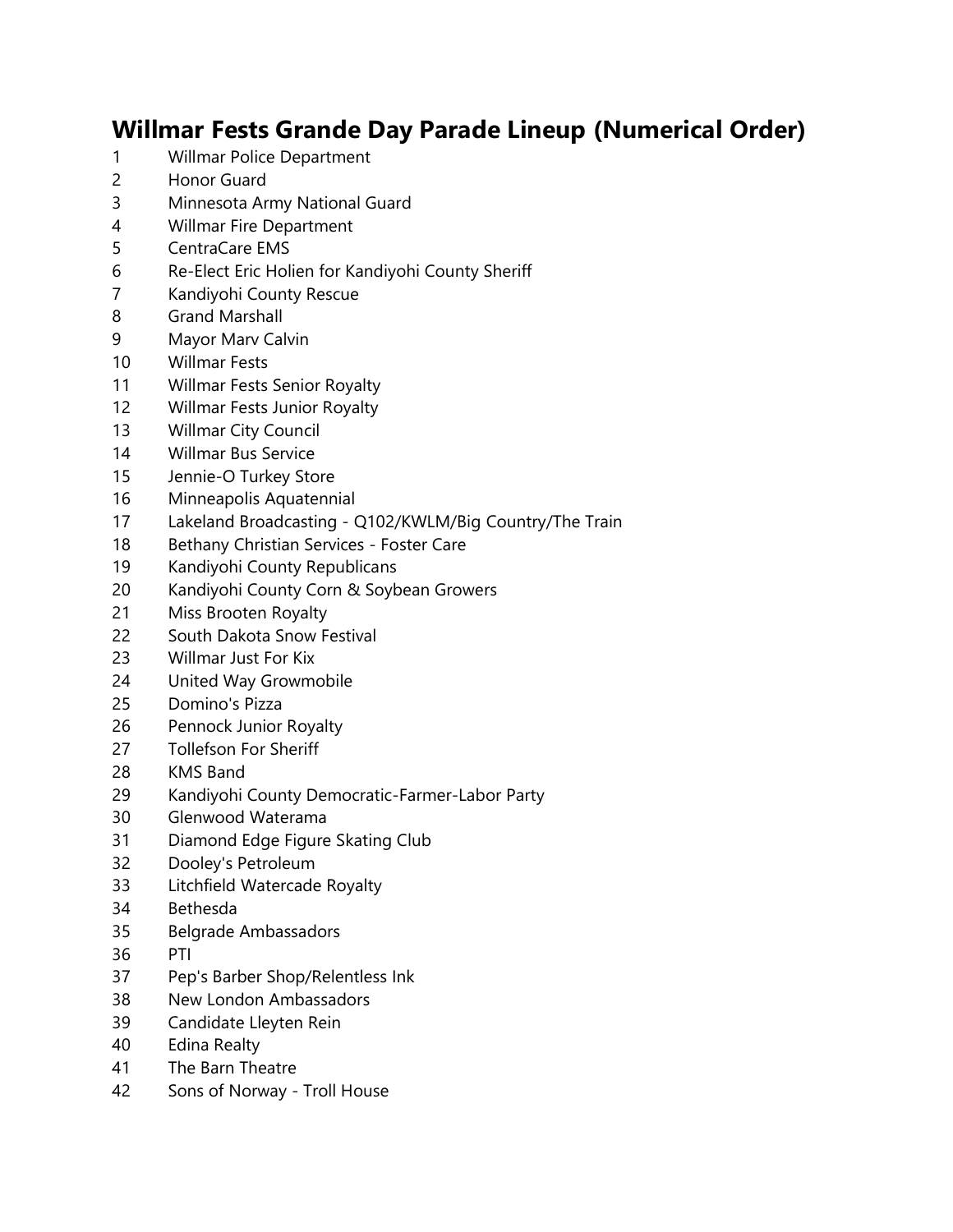# Willmar Fests Grande Day Parade Lineup (Numerical Order)

1 Willmar Police Department
2 Honor Guard
3 Minnesota Army National Guard
4 Willmar Fire Department
5 CentraCare EMS
6 Re-Elect Eric Holien for Kandiyohi County Sheriff
7 Kandiyohi County Rescue
8 Grand Marshall
9 Mayor Marv Calvin
10 Willmar Fests
11 Willmar Fests Senior Royalty
12 Willmar Fests Junior Royalty
13 Willmar City Council
14 Willmar Bus Service
15 Jennie-O Turkey Store
16 Minneapolis Aquatennial
17 Lakeland Broadcasting - Q102/KWLM/Big Country/The Train
18 Bethany Christian Services - Foster Care
19 Kandiyohi County Republicans
20 Kandiyohi County Corn & Soybean Growers
21 Miss Brooten Royalty
22 South Dakota Snow Festival
23 Willmar Just For Kix
24 United Way Growmobile
25 Domino's Pizza
26 Pennock Junior Royalty
27 Tollefson For Sheriff
28 KMS Band
29 Kandiyohi County Democratic-Farmer-Labor Party
30 Glenwood Waterama
31 Diamond Edge Figure Skating Club
32 Dooley's Petroleum
33 Litchfield Watercade Royalty
34 Bethesda
35 Belgrade Ambassadors
36 PTI
37 Pep's Barber Shop/Relentless Ink
38 New London Ambassadors
39 Candidate Lleyten Rein
40 Edina Realty
41 The Barn Theatre
42 Sons of Norway - Troll House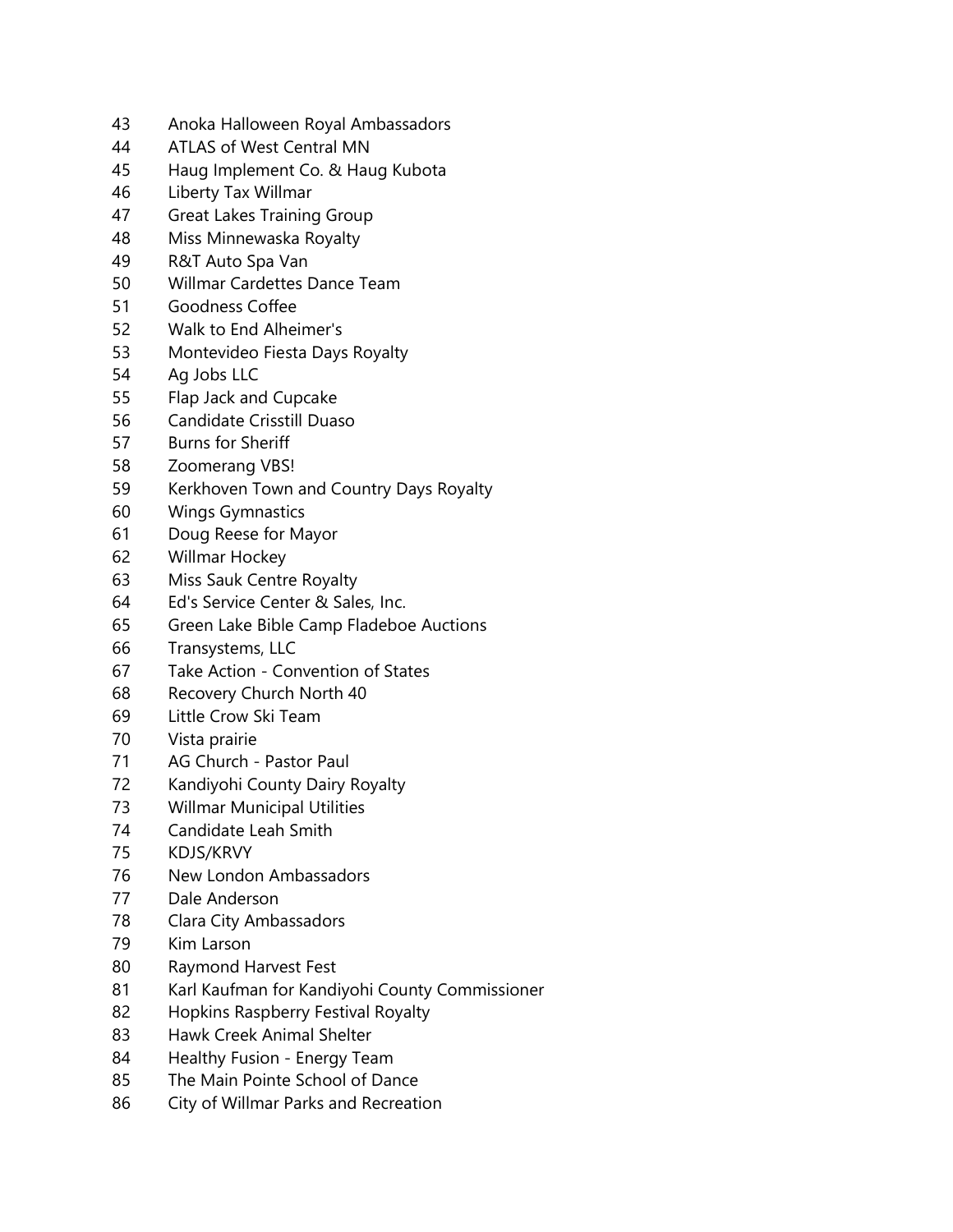43 Anoka Halloween Royal Ambassadors
44 ATLAS of West Central MN
45 Haug Implement Co. & Haug Kubota
46 Liberty Tax Willmar
47 Great Lakes Training Group
48 Miss Minnewaska Royalty
49 R&T Auto Spa Van
50 Willmar Cardettes Dance Team
51 Goodness Coffee
52 Walk to End Alheimer's
53 Montevideo Fiesta Days Royalty
54 Ag Jobs LLC
55 Flap Jack and Cupcake
56 Candidate Crisstill Duaso
57 Burns for Sheriff
58 Zoomerang VBS!
59 Kerkhoven Town and Country Days Royalty
60 Wings Gymnastics
61 Doug Reese for Mayor
62 Willmar Hockey
63 Miss Sauk Centre Royalty
64 Ed's Service Center & Sales, Inc.
65 Green Lake Bible Camp Fladeboe Auctions
66 Transystems, LLC
67 Take Action - Convention of States
68 Recovery Church North 40
69 Little Crow Ski Team
70 Vista prairie
71 AG Church - Pastor Paul
72 Kandiyohi County Dairy Royalty
73 Willmar Municipal Utilities
74 Candidate Leah Smith
75 KDJS/KRVY
76 New London Ambassadors
77 Dale Anderson
78 Clara City Ambassadors
79 Kim Larson
80 Raymond Harvest Fest
81 Karl Kaufman for Kandiyohi County Commissioner
82 Hopkins Raspberry Festival Royalty
83 Hawk Creek Animal Shelter
84 Healthy Fusion - Energy Team
85 The Main Pointe School of Dance
86 City of Willmar Parks and Recreation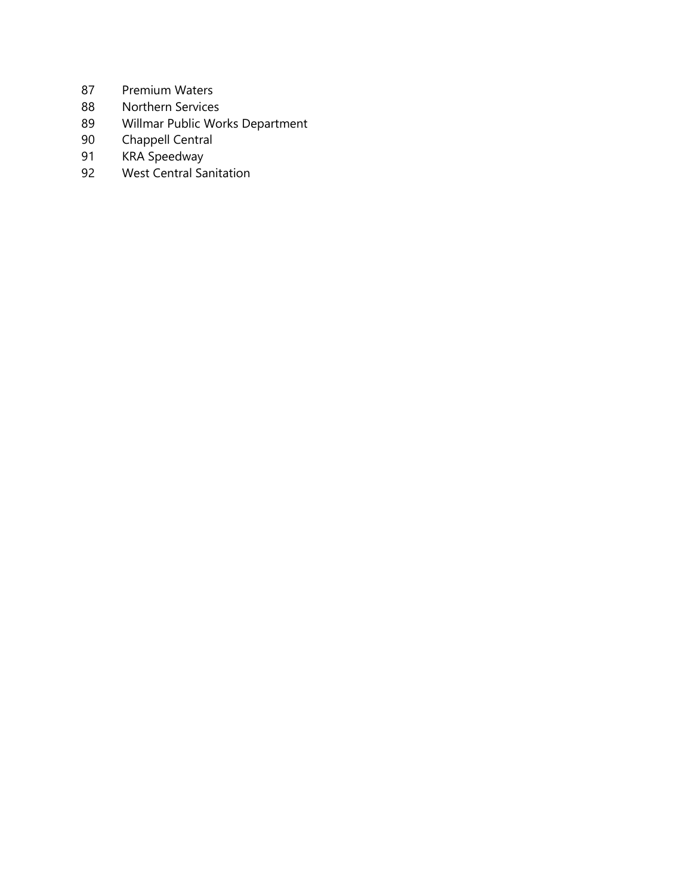87 Premium Waters
88 Northern Services
89 Willmar Public Works Department
90 Chappell Central
91 KRA Speedway
92 West Central Sanitation